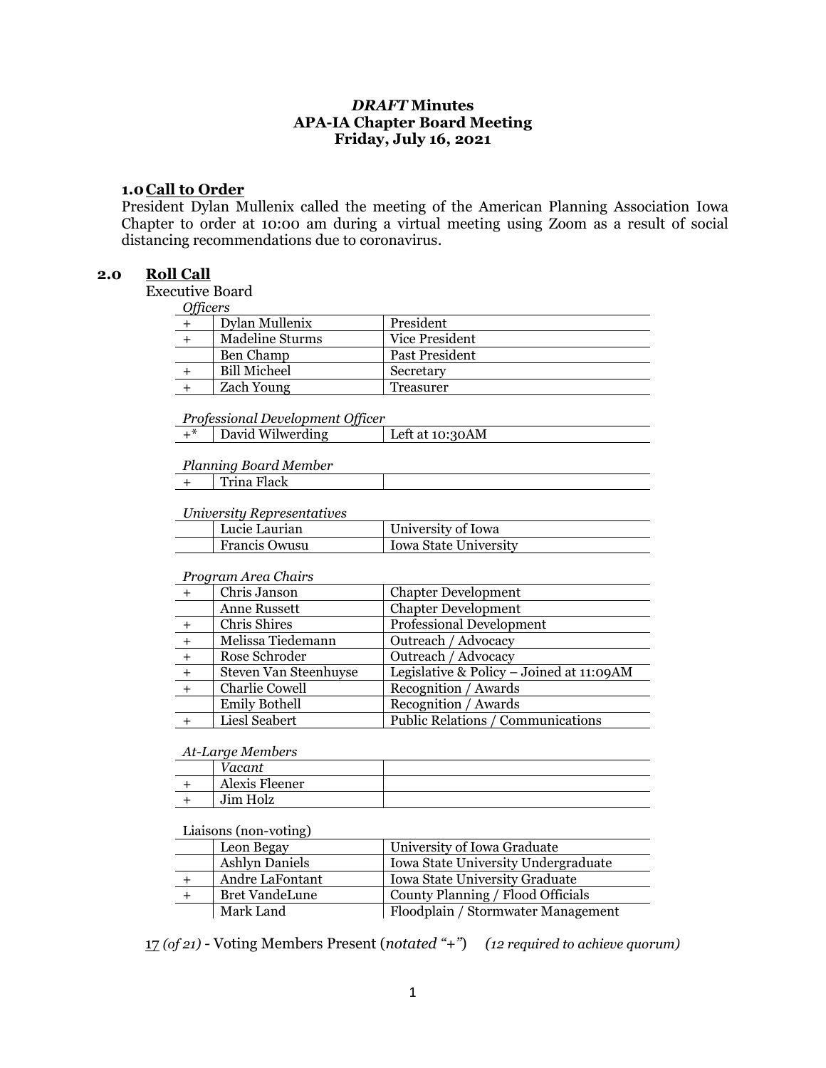***DRAFT* Minutes**
**APA-IA Chapter Board Meeting**
**Friday, July 16, 2021**

## 1.0 Call to Order

President Dylan Mullenix called the meeting of the American Planning Association Iowa Chapter to order at 10:00 am during a virtual meeting using Zoom as a result of social distancing recommendations due to coronavirus.

## 2.0 Roll Call

Executive Board

*Officers*

| | | |
|---|---|---|
| + | Dylan Mullenix | President |
| + | Madeline Sturms | Vice President |
| | Ben Champ | Past President |
| + | Bill Micheel | Secretary |
| + | Zach Young | Treasurer |

*Professional Development Officer*

| | | |
|---|---|---|
| +* | David Wilwerding | Left at 10:30AM |

*Planning Board Member*

| | | |
|---|---|---|
| + | Trina Flack | |

*University Representatives*

| | | |
|---|---|---|
| | Lucie Laurian | University of Iowa |
| | Francis Owusu | Iowa State University |

*Program Area Chairs*

| | | |
|---|---|---|
| + | Chris Janson | Chapter Development |
| | Anne Russett | Chapter Development |
| + | Chris Shires | Professional Development |
| + | Melissa Tiedemann | Outreach / Advocacy |
| + | Rose Schroder | Outreach / Advocacy |
| + | Steven Van Steenhuyse | Legislative & Policy – Joined at 11:09AM |
| + | Charlie Cowell | Recognition / Awards |
| | Emily Bothell | Recognition / Awards |
| + | Liesl Seabert | Public Relations / Communications |

*At-Large Members*

| | | |
|---|---|---|
| | *Vacant* | |
| + | Alexis Fleener | |
| + | Jim Holz | |

Liaisons (non-voting)

| | | |
|---|---|---|
| | Leon Begay | University of Iowa Graduate |
| | Ashlyn Daniels | Iowa State University Undergraduate |
| + | Andre LaFontant | Iowa State University Graduate |
| + | Bret VandeLune | County Planning / Flood Officials |
| | Mark Land | Floodplain / Stormwater Management |

17 *(of 21)* - Voting Members Present (*notated "+"*) *(12 required to achieve quorum)*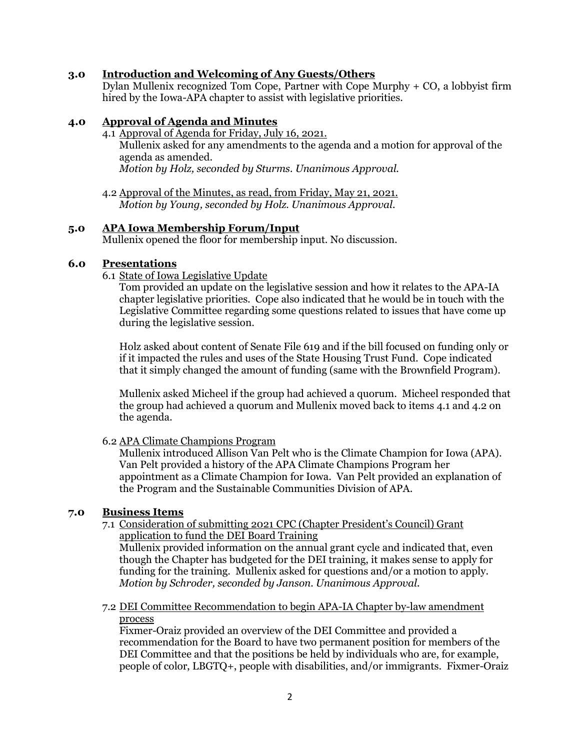## 3.0 Introduction and Welcoming of Any Guests/Others

Dylan Mullenix recognized Tom Cope, Partner with Cope Murphy + CO, a lobbyist firm hired by the Iowa-APA chapter to assist with legislative priorities.

## 4.0 Approval of Agenda and Minutes

4.1 Approval of Agenda for Friday, July 16, 2021.

Mullenix asked for any amendments to the agenda and a motion for approval of the agenda as amended.

*Motion by Holz, seconded by Sturms. Unanimous Approval.*

4.2 Approval of the Minutes, as read, from Friday, May 21, 2021.

*Motion by Young, seconded by Holz. Unanimous Approval.*

## 5.0 APA Iowa Membership Forum/Input

Mullenix opened the floor for membership input. No discussion.

## 6.0 Presentations

6.1 State of Iowa Legislative Update

Tom provided an update on the legislative session and how it relates to the APA-IA chapter legislative priorities. Cope also indicated that he would be in touch with the Legislative Committee regarding some questions related to issues that have come up during the legislative session.

Holz asked about content of Senate File 619 and if the bill focused on funding only or if it impacted the rules and uses of the State Housing Trust Fund. Cope indicated that it simply changed the amount of funding (same with the Brownfield Program).

Mullenix asked Micheel if the group had achieved a quorum. Micheel responded that the group had achieved a quorum and Mullenix moved back to items 4.1 and 4.2 on the agenda.

6.2 APA Climate Champions Program

Mullenix introduced Allison Van Pelt who is the Climate Champion for Iowa (APA). Van Pelt provided a history of the APA Climate Champions Program her appointment as a Climate Champion for Iowa. Van Pelt provided an explanation of the Program and the Sustainable Communities Division of APA.

## 7.0 Business Items

7.1 Consideration of submitting 2021 CPC (Chapter President's Council) Grant application to fund the DEI Board Training

Mullenix provided information on the annual grant cycle and indicated that, even though the Chapter has budgeted for the DEI training, it makes sense to apply for funding for the training. Mullenix asked for questions and/or a motion to apply.

*Motion by Schroder, seconded by Janson. Unanimous Approval.*

7.2 DEI Committee Recommendation to begin APA-IA Chapter by-law amendment process

Fixmer-Oraiz provided an overview of the DEI Committee and provided a recommendation for the Board to have two permanent position for members of the DEI Committee and that the positions be held by individuals who are, for example, people of color, LBGTQ+, people with disabilities, and/or immigrants. Fixmer-Oraiz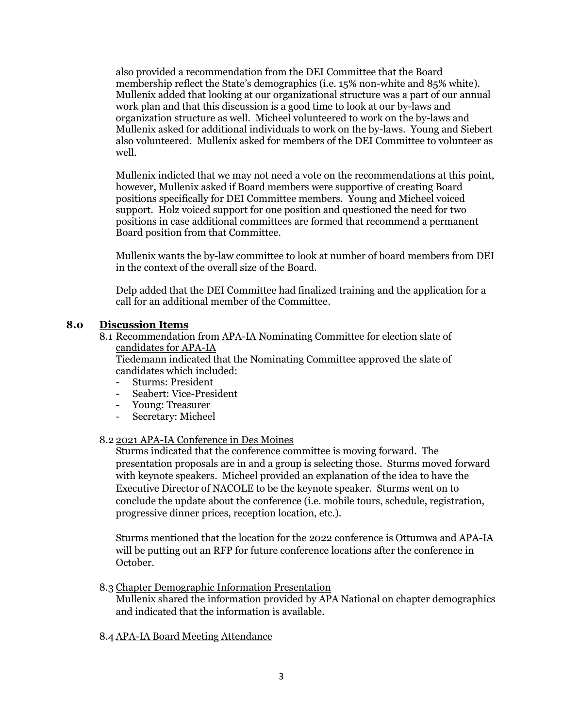also provided a recommendation from the DEI Committee that the Board membership reflect the State's demographics (i.e. 15% non-white and 85% white). Mullenix added that looking at our organizational structure was a part of our annual work plan and that this discussion is a good time to look at our by-laws and organization structure as well. Micheel volunteered to work on the by-laws and Mullenix asked for additional individuals to work on the by-laws. Young and Siebert also volunteered. Mullenix asked for members of the DEI Committee to volunteer as well.

Mullenix indicted that we may not need a vote on the recommendations at this point, however, Mullenix asked if Board members were supportive of creating Board positions specifically for DEI Committee members. Young and Micheel voiced support. Holz voiced support for one position and questioned the need for two positions in case additional committees are formed that recommend a permanent Board position from that Committee.

Mullenix wants the by-law committee to look at number of board members from DEI in the context of the overall size of the Board.

Delp added that the DEI Committee had finalized training and the application for a call for an additional member of the Committee.

## 8.0 Discussion Items

8.1 Recommendation from APA-IA Nominating Committee for election slate of candidates for APA-IA

Tiedemann indicated that the Nominating Committee approved the slate of candidates which included:

- Sturms: President
- Seabert: Vice-President
- Young: Treasurer
- Secretary: Micheel

8.2 2021 APA-IA Conference in Des Moines

Sturms indicated that the conference committee is moving forward. The presentation proposals are in and a group is selecting those. Sturms moved forward with keynote speakers. Micheel provided an explanation of the idea to have the Executive Director of NACOLE to be the keynote speaker. Sturms went on to conclude the update about the conference (i.e. mobile tours, schedule, registration, progressive dinner prices, reception location, etc.).

Sturms mentioned that the location for the 2022 conference is Ottumwa and APA-IA will be putting out an RFP for future conference locations after the conference in October.

8.3 Chapter Demographic Information Presentation

Mullenix shared the information provided by APA National on chapter demographics and indicated that the information is available.

8.4 APA-IA Board Meeting Attendance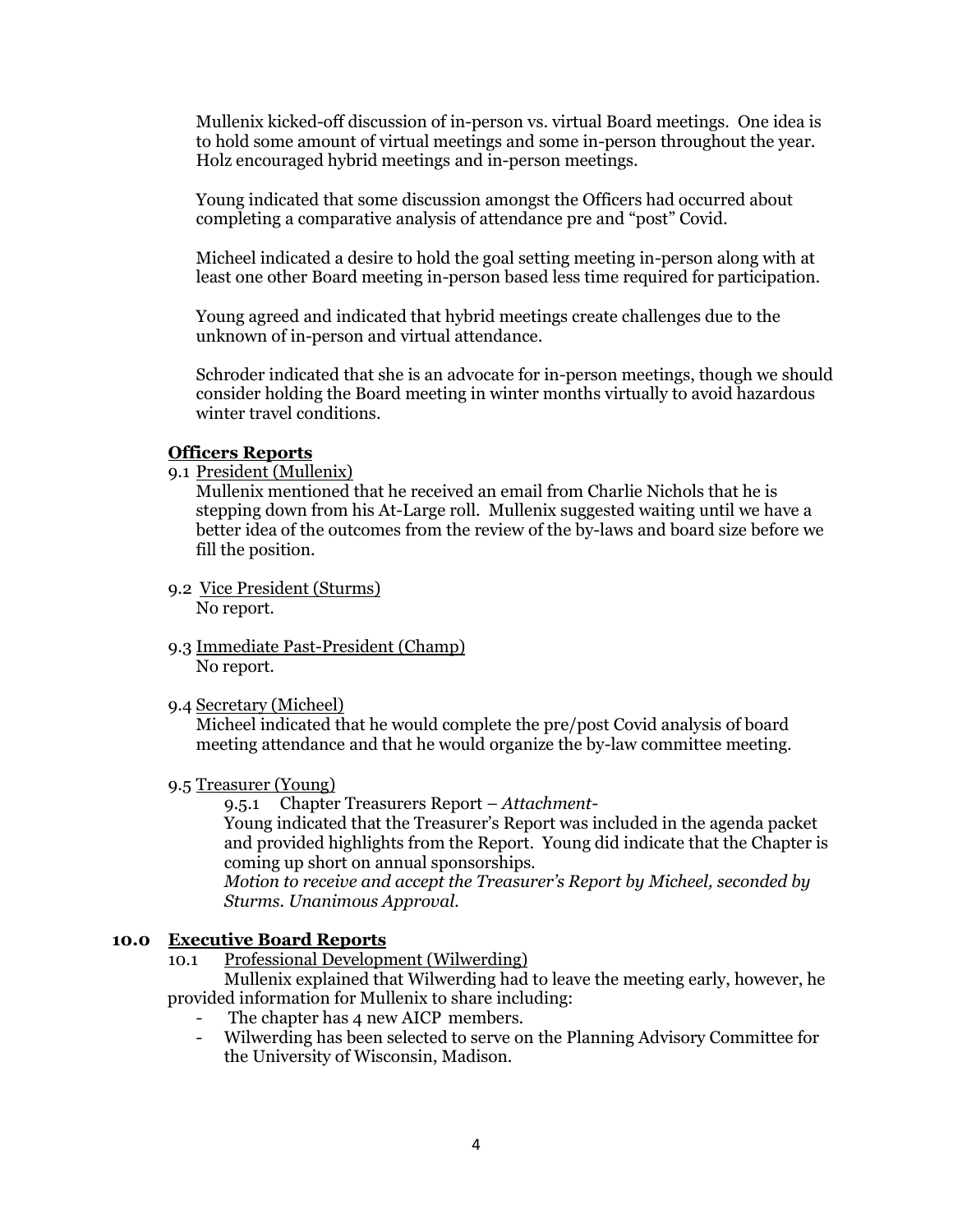Mullenix kicked-off discussion of in-person vs. virtual Board meetings. One idea is to hold some amount of virtual meetings and some in-person throughout the year. Holz encouraged hybrid meetings and in-person meetings.

Young indicated that some discussion amongst the Officers had occurred about completing a comparative analysis of attendance pre and "post" Covid.

Micheel indicated a desire to hold the goal setting meeting in-person along with at least one other Board meeting in-person based less time required for participation.

Young agreed and indicated that hybrid meetings create challenges due to the unknown of in-person and virtual attendance.

Schroder indicated that she is an advocate for in-person meetings, though we should consider holding the Board meeting in winter months virtually to avoid hazardous winter travel conditions.

**Officers Reports**

9.1 President (Mullenix)

Mullenix mentioned that he received an email from Charlie Nichols that he is stepping down from his At-Large roll. Mullenix suggested waiting until we have a better idea of the outcomes from the review of the by-laws and board size before we fill the position.

9.2 Vice President (Sturms)

No report.

9.3 Immediate Past-President (Champ)

No report.

9.4 Secretary (Micheel)

Micheel indicated that he would complete the pre/post Covid analysis of board meeting attendance and that he would organize the by-law committee meeting.

9.5 Treasurer (Young)

9.5.1 Chapter Treasurers Report – *Attachment*-

Young indicated that the Treasurer's Report was included in the agenda packet and provided highlights from the Report. Young did indicate that the Chapter is coming up short on annual sponsorships.

*Motion to receive and accept the Treasurer's Report by Micheel, seconded by Sturms. Unanimous Approval.*

## 10.0 Executive Board Reports

10.1 Professional Development (Wilwerding)

Mullenix explained that Wilwerding had to leave the meeting early, however, he provided information for Mullenix to share including:

- The chapter has 4 new AICP members.
- Wilwerding has been selected to serve on the Planning Advisory Committee for the University of Wisconsin, Madison.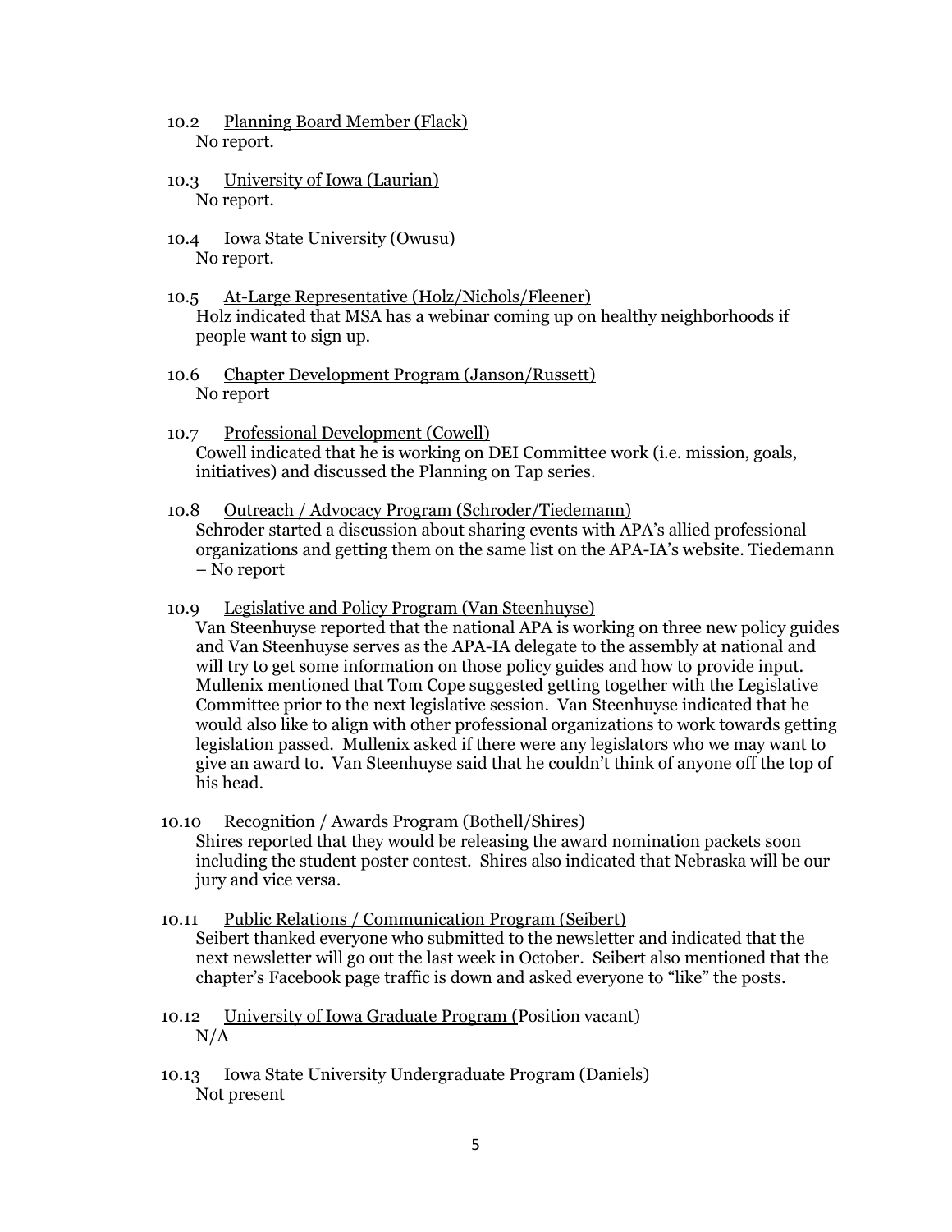10.2 Planning Board Member (Flack)
No report.

10.3 University of Iowa (Laurian)
No report.

10.4 Iowa State University (Owusu)
No report.

10.5 At-Large Representative (Holz/Nichols/Fleener)
Holz indicated that MSA has a webinar coming up on healthy neighborhoods if people want to sign up.

10.6 Chapter Development Program (Janson/Russett)
No report

10.7 Professional Development (Cowell)
Cowell indicated that he is working on DEI Committee work (i.e. mission, goals, initiatives) and discussed the Planning on Tap series.

10.8 Outreach / Advocacy Program (Schroder/Tiedemann)
Schroder started a discussion about sharing events with APA's allied professional organizations and getting them on the same list on the APA-IA's website. Tiedemann – No report

10.9 Legislative and Policy Program (Van Steenhuyse)
Van Steenhuyse reported that the national APA is working on three new policy guides and Van Steenhuyse serves as the APA-IA delegate to the assembly at national and will try to get some information on those policy guides and how to provide input. Mullenix mentioned that Tom Cope suggested getting together with the Legislative Committee prior to the next legislative session. Van Steenhuyse indicated that he would also like to align with other professional organizations to work towards getting legislation passed. Mullenix asked if there were any legislators who we may want to give an award to. Van Steenhuyse said that he couldn't think of anyone off the top of his head.

10.10 Recognition / Awards Program (Bothell/Shires)
Shires reported that they would be releasing the award nomination packets soon including the student poster contest. Shires also indicated that Nebraska will be our jury and vice versa.

10.11 Public Relations / Communication Program (Seibert)
Seibert thanked everyone who submitted to the newsletter and indicated that the next newsletter will go out the last week in October. Seibert also mentioned that the chapter's Facebook page traffic is down and asked everyone to "like" the posts.

10.12 University of Iowa Graduate Program (Position vacant)
N/A

10.13 Iowa State University Undergraduate Program (Daniels)
Not present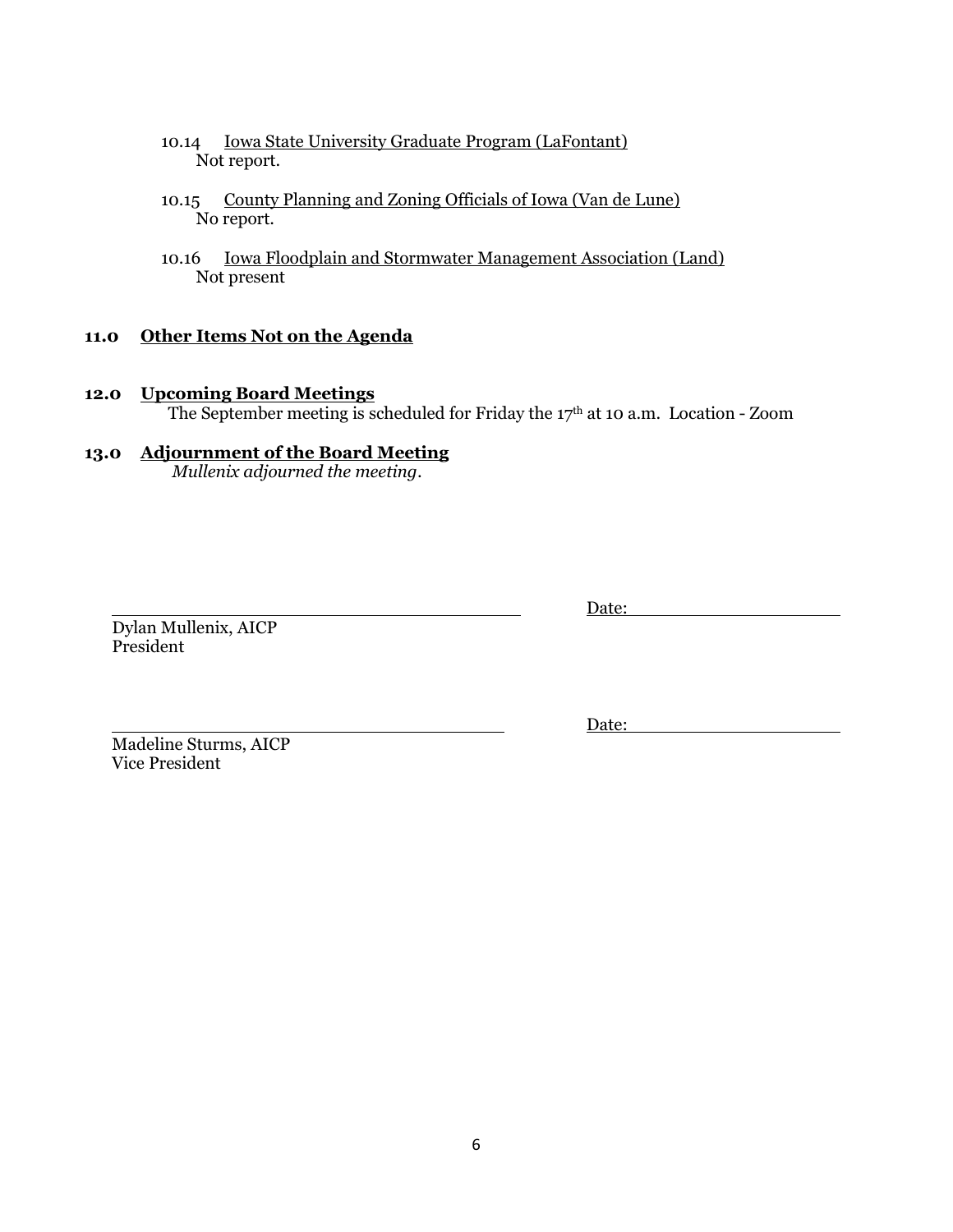10.14 Iowa State University Graduate Program (LaFontant)
Not report.

10.15 County Planning and Zoning Officials of Iowa (Van de Lune)
No report.

10.16 Iowa Floodplain and Stormwater Management Association (Land)
Not present

## 11.0 Other Items Not on the Agenda

## 12.0 Upcoming Board Meetings

The September meeting is scheduled for Friday the 17th at 10 a.m. Location - Zoom

## 13.0 Adjournment of the Board Meeting

*Mullenix adjourned the meeting.*

______________________________ Date: ______________

Dylan Mullenix, AICP
President

______________________________ Date: ______________

Madeline Sturms, AICP
Vice President